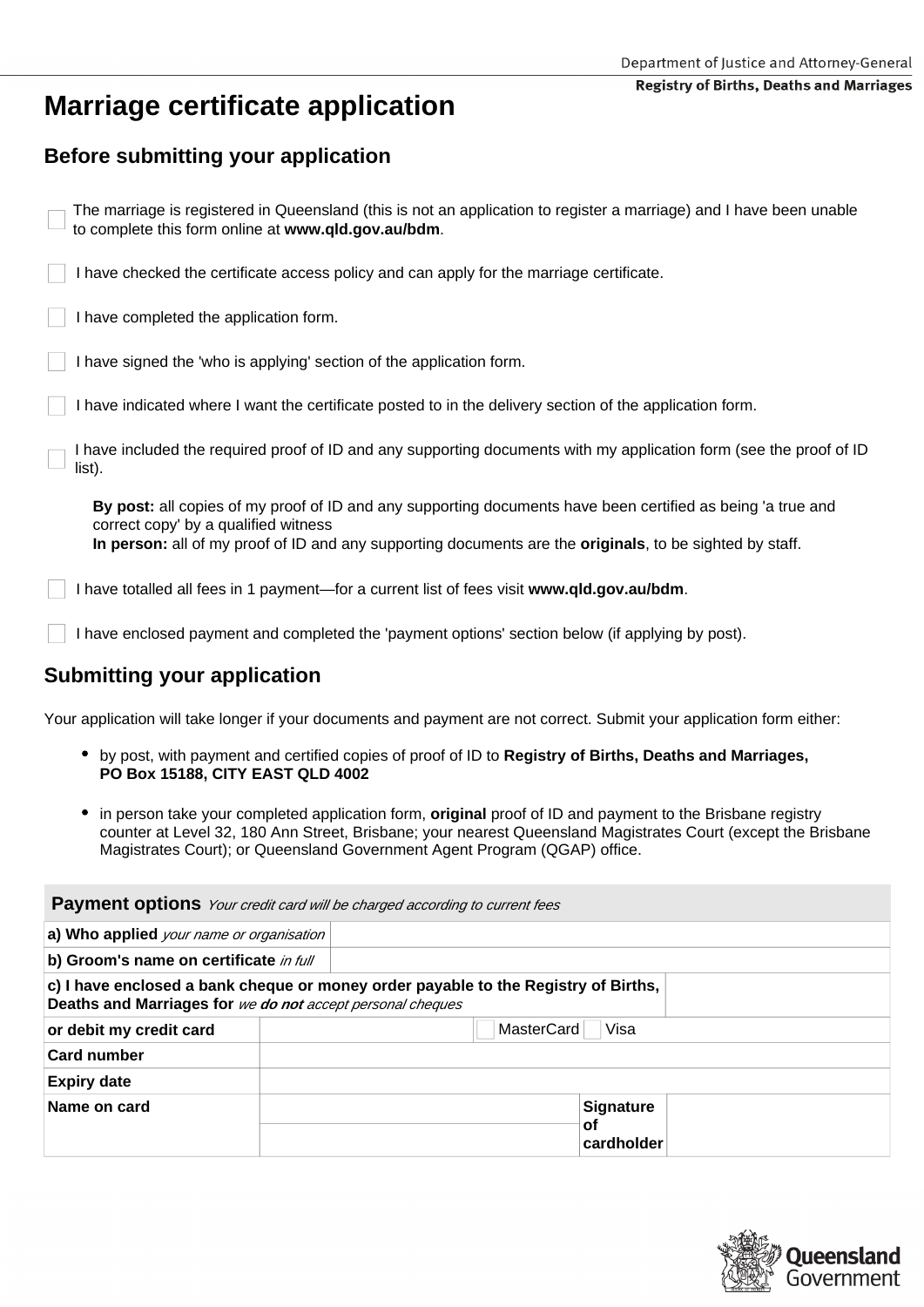Department of Justice and Attorney-General
**Registry of Births, Deaths and Marriages**

# Marriage certificate application

## Before submitting your application

- ☐ The marriage is registered in Queensland (this is not an application to register a marriage) and I have been unable to complete this form online at **www.qld.gov.au/bdm**.
- ☐ I have checked the certificate access policy and can apply for the marriage certificate.
- ☐ I have completed the application form.
- ☐ I have signed the 'who is applying' section of the application form.
- ☐ I have indicated where I want the certificate posted to in the delivery section of the application form.
- ☐ I have included the required proof of ID and any supporting documents with my application form (see the proof of ID list).

  **By post:** all copies of my proof of ID and any supporting documents have been certified as being 'a true and correct copy' by a qualified witness
  **In person:** all of my proof of ID and any supporting documents are the **originals**, to be sighted by staff.

- ☐ I have totalled all fees in 1 payment—for a current list of fees visit **www.qld.gov.au/bdm**.
- ☐ I have enclosed payment and completed the 'payment options' section below (if applying by post).

## Submitting your application

Your application will take longer if your documents and payment are not correct. Submit your application form either:

- by post, with payment and certified copies of proof of ID to **Registry of Births, Deaths and Marriages, PO Box 15188, CITY EAST QLD 4002**
- in person take your completed application form, **original** proof of ID and payment to the Brisbane registry counter at Level 32, 180 Ann Street, Brisbane; your nearest Queensland Magistrates Court (except the Brisbane Magistrates Court); or Queensland Government Agent Program (QGAP) office.

| **Payment options** *Your credit card will be charged according to current fees* | | | |
|---|---|---|---|
| **a) Who applied** *your name or organisation* | | | |
| **b) Groom's name on certificate** *in full* | | | |
| **c) I have enclosed a bank cheque or money order payable to the Registry of Births, Deaths and Marriages for** *we **do not** accept personal cheques* | | | |
| **or debit my credit card** | | ☐ MasterCard ☐ Visa | |
| **Card number** | | | |
| **Expiry date** | | | |
| **Name on card** | | **Signature of cardholder** | |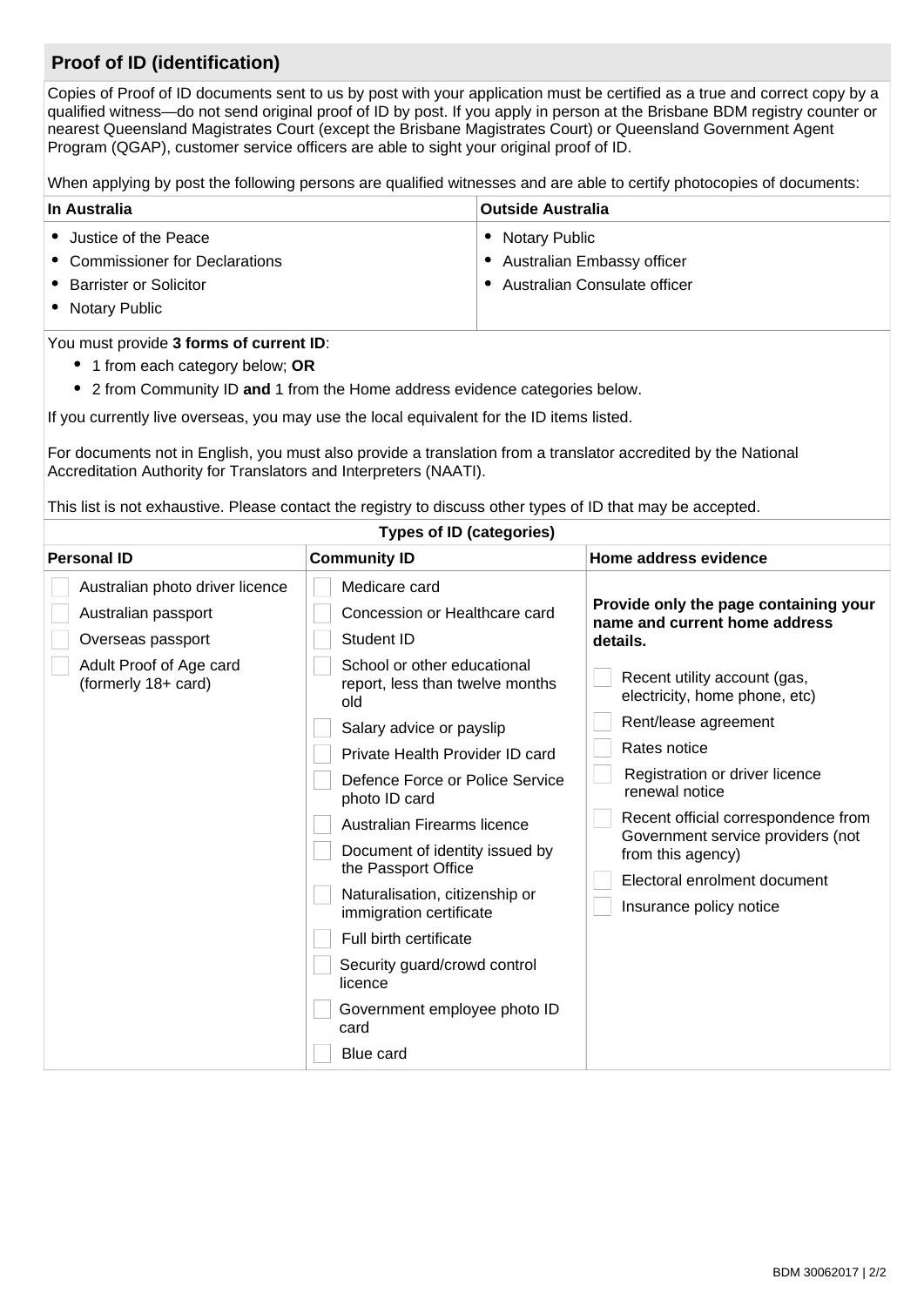## Proof of ID (identification)

Copies of Proof of ID documents sent to us by post with your application must be certified as a true and correct copy by a qualified witness—do not send original proof of ID by post. If you apply in person at the Brisbane BDM registry counter or nearest Queensland Magistrates Court (except the Brisbane Magistrates Court) or Queensland Government Agent Program (QGAP), customer service officers are able to sight your original proof of ID.

When applying by post the following persons are qualified witnesses and are able to certify photocopies of documents:

| In Australia | Outside Australia |
|---|---|
| • Justice of the Peace<br>• Commissioner for Declarations<br>• Barrister or Solicitor<br>• Notary Public | • Notary Public<br>• Australian Embassy officer<br>• Australian Consulate officer |

You must provide **3 forms of current ID**:

- 1 from each category below; **OR**
- 2 from Community ID **and** 1 from the Home address evidence categories below.

If you currently live overseas, you may use the local equivalent for the ID items listed.

For documents not in English, you must also provide a translation from a translator accredited by the National Accreditation Authority for Translators and Interpreters (NAATI).

This list is not exhaustive. Please contact the registry to discuss other types of ID that may be accepted.

**Types of ID (categories)**

| Personal ID | Community ID | Home address evidence |
|---|---|---|
| ☐ Australian photo driver licence<br>☐ Australian passport<br>☐ Overseas passport<br>☐ Adult Proof of Age card (formerly 18+ card) | ☐ Medicare card<br>☐ Concession or Healthcare card<br>☐ Student ID<br>☐ School or other educational report, less than twelve months old<br>☐ Salary advice or payslip<br>☐ Private Health Provider ID card<br>☐ Defence Force or Police Service photo ID card<br>☐ Australian Firearms licence<br>☐ Document of identity issued by the Passport Office<br>☐ Naturalisation, citizenship or immigration certificate<br>☐ Full birth certificate<br>☐ Security guard/crowd control licence<br>☐ Government employee photo ID card<br>☐ Blue card | **Provide only the page containing your name and current home address details.**<br>☐ Recent utility account (gas, electricity, home phone, etc)<br>☐ Rent/lease agreement<br>☐ Rates notice<br>☐ Registration or driver licence renewal notice<br>☐ Recent official correspondence from Government service providers (not from this agency)<br>☐ Electoral enrolment document<br>☐ Insurance policy notice |

BDM 30062017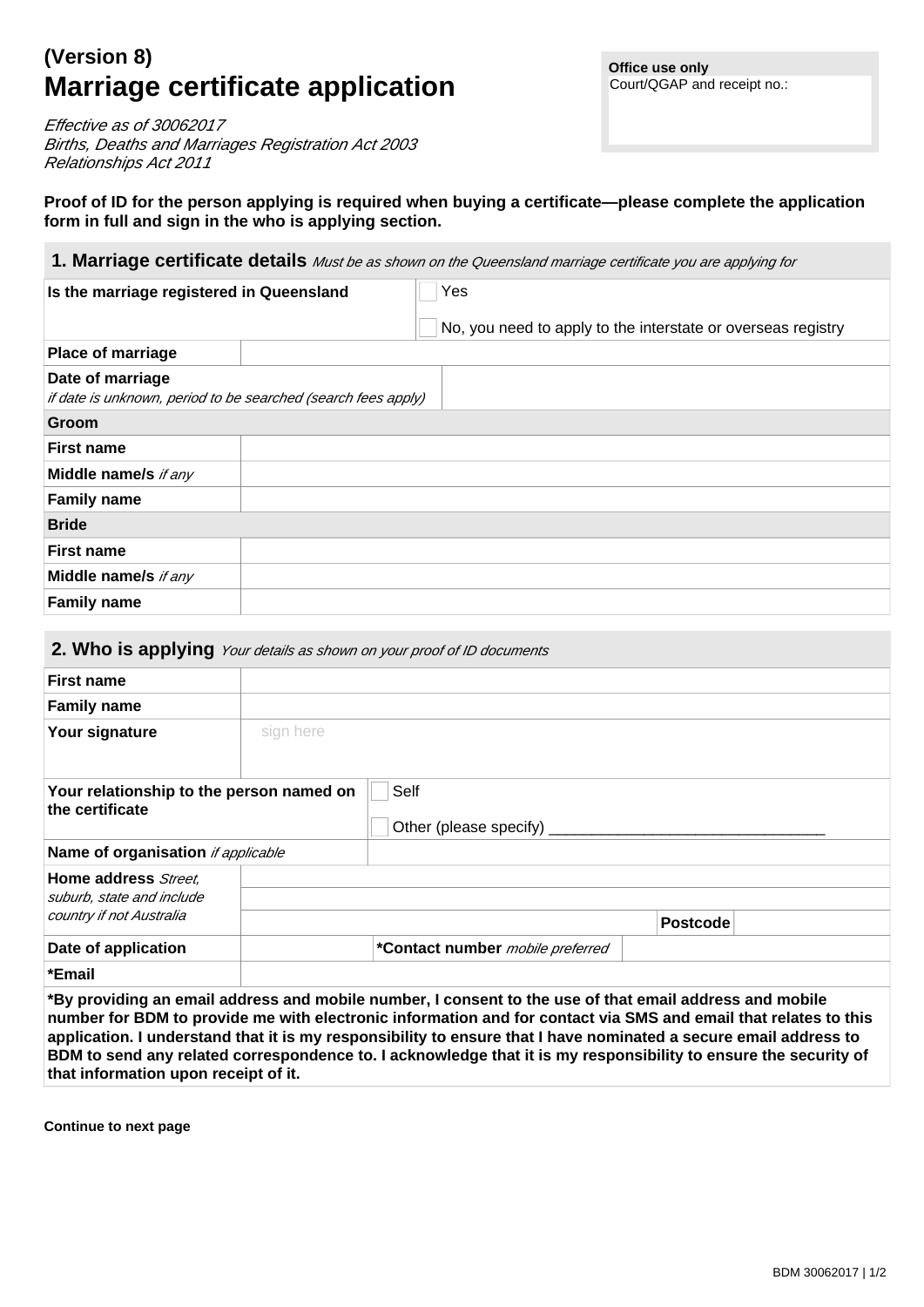# (Version 8)
# Marriage certificate application

*Effective as of 30062017*
*Births, Deaths and Marriages Registration Act 2003*
*Relationships Act 2011*

| **Office use only** |
|---|
| Court/QGAP and receipt no.: |

**Proof of ID for the person applying is required when buying a certificate—please complete the application form in full and sign in the who is applying section.**

## 1. Marriage certificate details *Must be as shown on the Queensland marriage certificate you are applying for*

| | |
|---|---|
| **Is the marriage registered in Queensland** | ☐ Yes<br>☐ No, you need to apply to the interstate or overseas registry |
| **Place of marriage** | |
| **Date of marriage** *if date is unknown, period to be searched (search fees apply)* | |
| **Groom** | |
| **First name** | |
| **Middle name/s** *if any* | |
| **Family name** | |
| **Bride** | |
| **First name** | |
| **Middle name/s** *if any* | |
| **Family name** | |

## 2. Who is applying *Your details as shown on your proof of ID documents*

| | | | |
|---|---|---|---|
| **First name** | | | |
| **Family name** | | | |
| **Your signature** | sign here | | |
| **Your relationship to the person named on the certificate** | ☐ Self<br>☐ Other (please specify) ________________________________ | | |
| **Name of organisation** *if applicable* | | | |
| **Home address** *Street, suburb, state and include country if not Australia* | | | |
| | | **Postcode** | |
| **Date of application** | | **\*Contact number** *mobile preferred* | |
| **\*Email** | | | |

**\*By providing an email address and mobile number, I consent to the use of that email address and mobile number for BDM to provide me with electronic information and for contact via SMS and email that relates to this application. I understand that it is my responsibility to ensure that I have nominated a secure email address to BDM to send any related correspondence to. I acknowledge that it is my responsibility to ensure the security of that information upon receipt of it.**

**Continue to next page**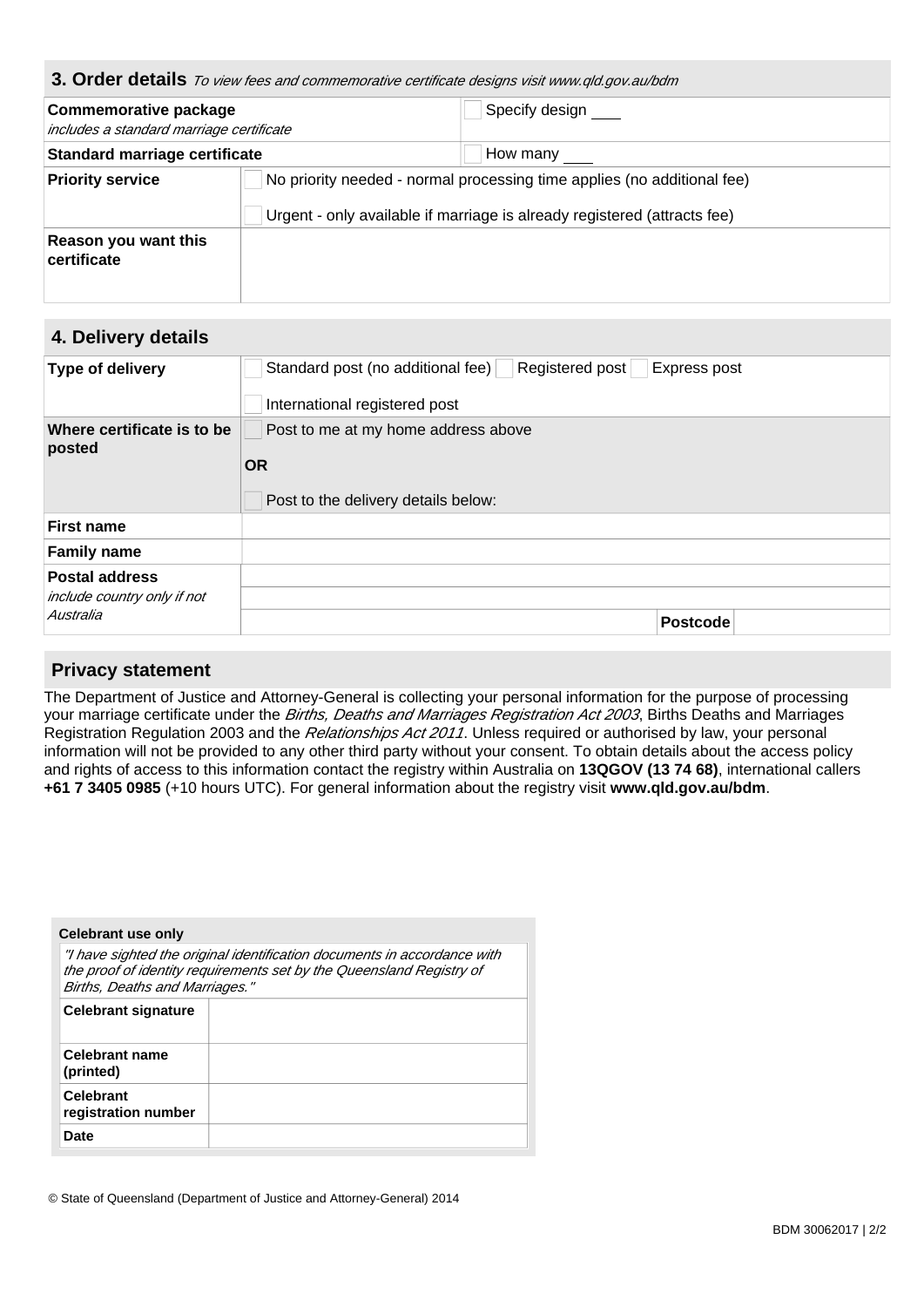## 3. Order details *To view fees and commemorative certificate designs visit www.qld.gov.au/bdm*

| | | |
|---|---|---|
| **Commemorative package** *includes a standard marriage certificate* | | ☐ Specify design ___ |
| **Standard marriage certificate** | | ☐ How many ___ |
| **Priority service** | ☐ No priority needed - normal processing time applies (no additional fee) ☐ Urgent - only available if marriage is already registered (attracts fee) | |
| **Reason you want this certificate** | | |

## 4. Delivery details

| | | |
|---|---|---|
| **Type of delivery** | ☐ Standard post (no additional fee) ☐ Registered post ☐ Express post ☐ International registered post | |
| **Where certificate is to be posted** | ☐ Post to me at my home address above **OR** ☐ Post to the delivery details below: | |
| **First name** | | |
| **Family name** | | |
| **Postal address** *include country only if not Australia* | | |
| | | |
| | | **Postcode** |

## Privacy statement

The Department of Justice and Attorney-General is collecting your personal information for the purpose of processing your marriage certificate under the *Births, Deaths and Marriages Registration Act 2003*, Births Deaths and Marriages Registration Regulation 2003 and the *Relationships Act 2011*. Unless required or authorised by law, your personal information will not be provided to any other third party without your consent. To obtain details about the access policy and rights of access to this information contact the registry within Australia on **13QGOV (13 74 68)**, international callers **+61 7 3405 0985** (+10 hours UTC). For general information about the registry visit **www.qld.gov.au/bdm**.

**Celebrant use only**

*"I have sighted the original identification documents in accordance with the proof of identity requirements set by the Queensland Registry of Births, Deaths and Marriages."*

| | |
|---|---|
| **Celebrant signature** | |
| **Celebrant name (printed)** | |
| **Celebrant registration number** | |
| **Date** | |

© State of Queensland (Department of Justice and Attorney-General) 2014

BDM 30062017